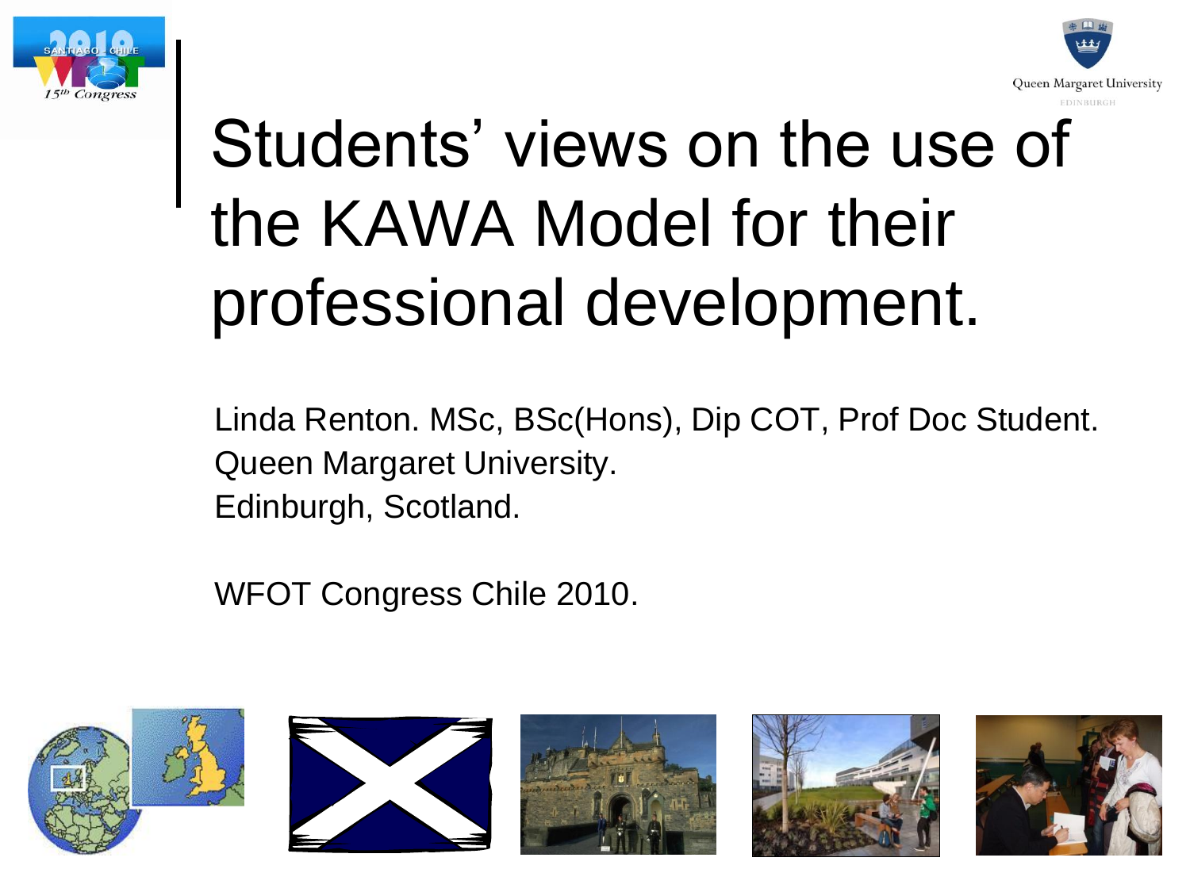# Students' views on the use of the KAWA Model for their professional development.

Linda Renton. MSc, BSc(Hons), Dip COT, Prof Doc Student.
Queen Margaret University.
Edinburgh, Scotland.

WFOT Congress Chile 2010.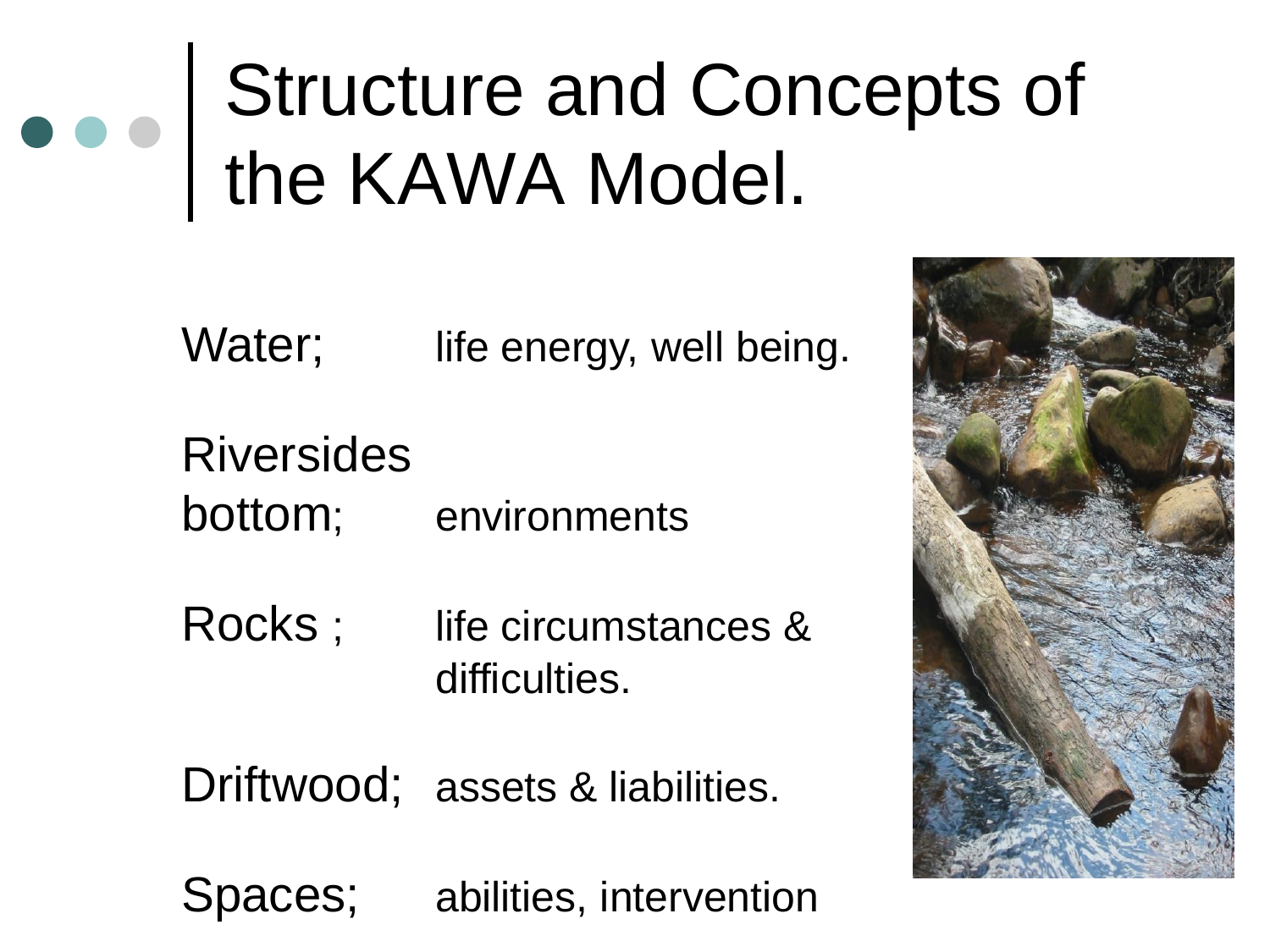# Structure and Concepts of the KAWA Model.

| | |
|---|---|
| Water; | life energy, well being. |
| Riversides bottom; | environments |
| Rocks ; | life circumstances & difficulties. |
| Driftwood; | assets & liabilities. |
| Spaces; | abilities, intervention |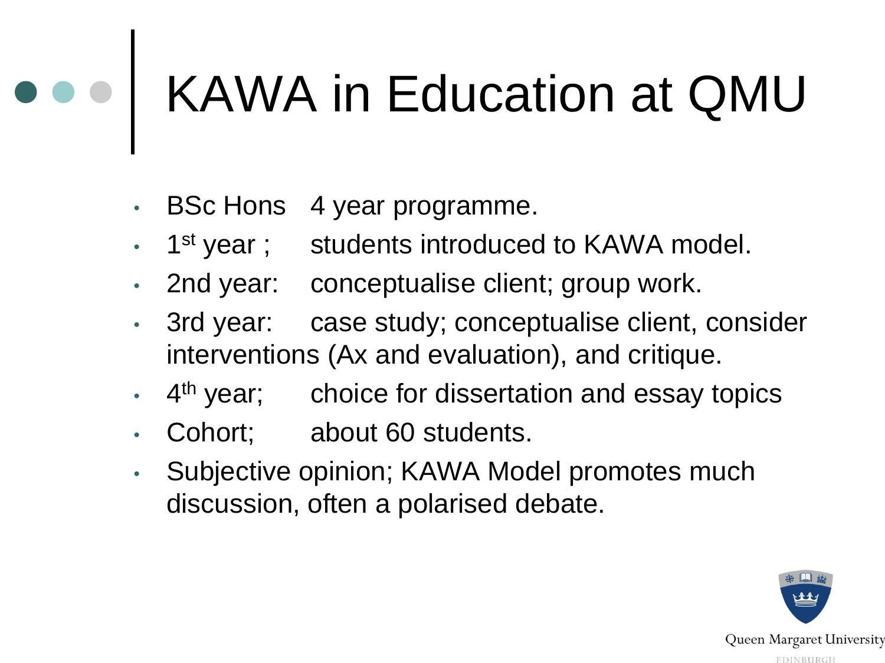# KAWA in Education at QMU

- BSc Hons 4 year programme.
- 1st year ; students introduced to KAWA model.
- 2nd year: conceptualise client; group work.
- 3rd year: case study; conceptualise client, consider interventions (Ax and evaluation), and critique.
- 4th year; choice for dissertation and essay topics
- Cohort; about 60 students.
- Subjective opinion; KAWA Model promotes much discussion, often a polarised debate.

Queen Margaret University
EDINBURGH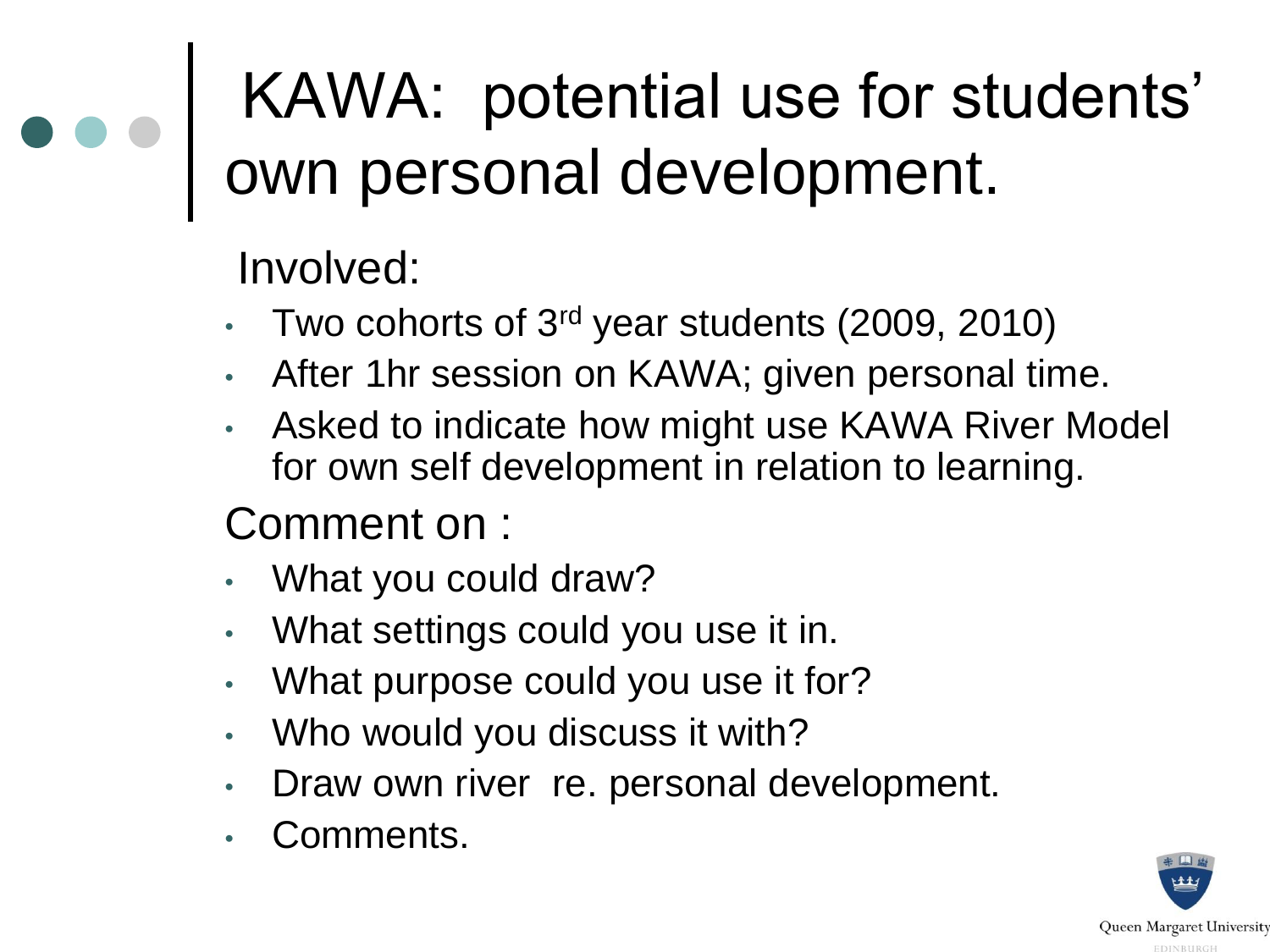# KAWA: potential use for students' own personal development.

Involved:

- Two cohorts of 3rd year students (2009, 2010)
- After 1hr session on KAWA; given personal time.
- Asked to indicate how might use KAWA River Model for own self development in relation to learning.

Comment on :

- What you could draw?
- What settings could you use it in.
- What purpose could you use it for?
- Who would you discuss it with?
- Draw own river re. personal development.
- Comments.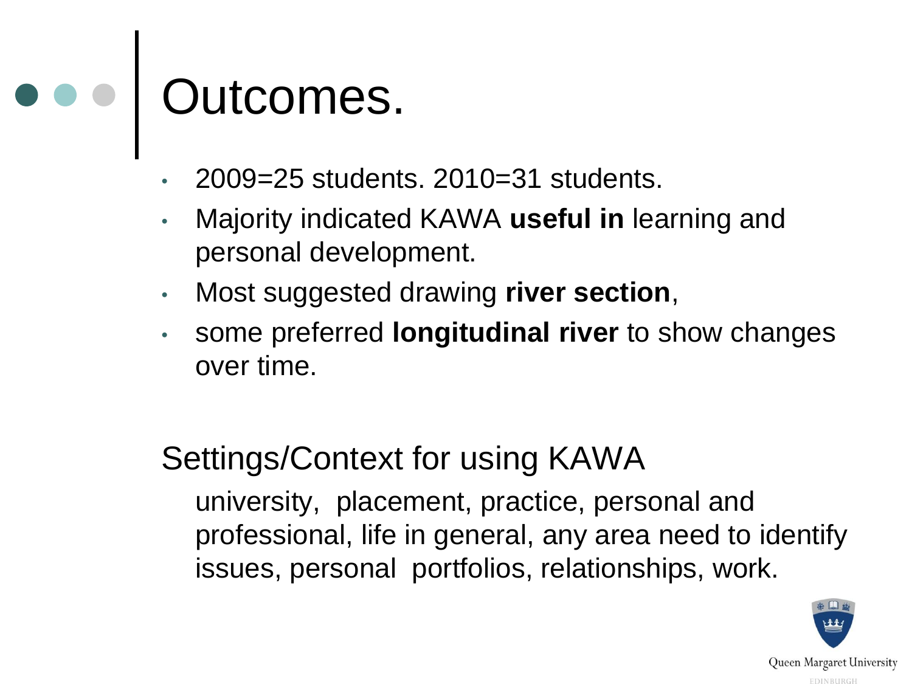# Outcomes.

- 2009=25 students. 2010=31 students.
- Majority indicated KAWA **useful in** learning and personal development.
- Most suggested drawing **river section**,
- some preferred **longitudinal river** to show changes over time.

## Settings/Context for using KAWA

university, placement, practice, personal and professional, life in general, any area need to identify issues, personal portfolios, relationships, work.

Queen Margaret University
EDINBURGH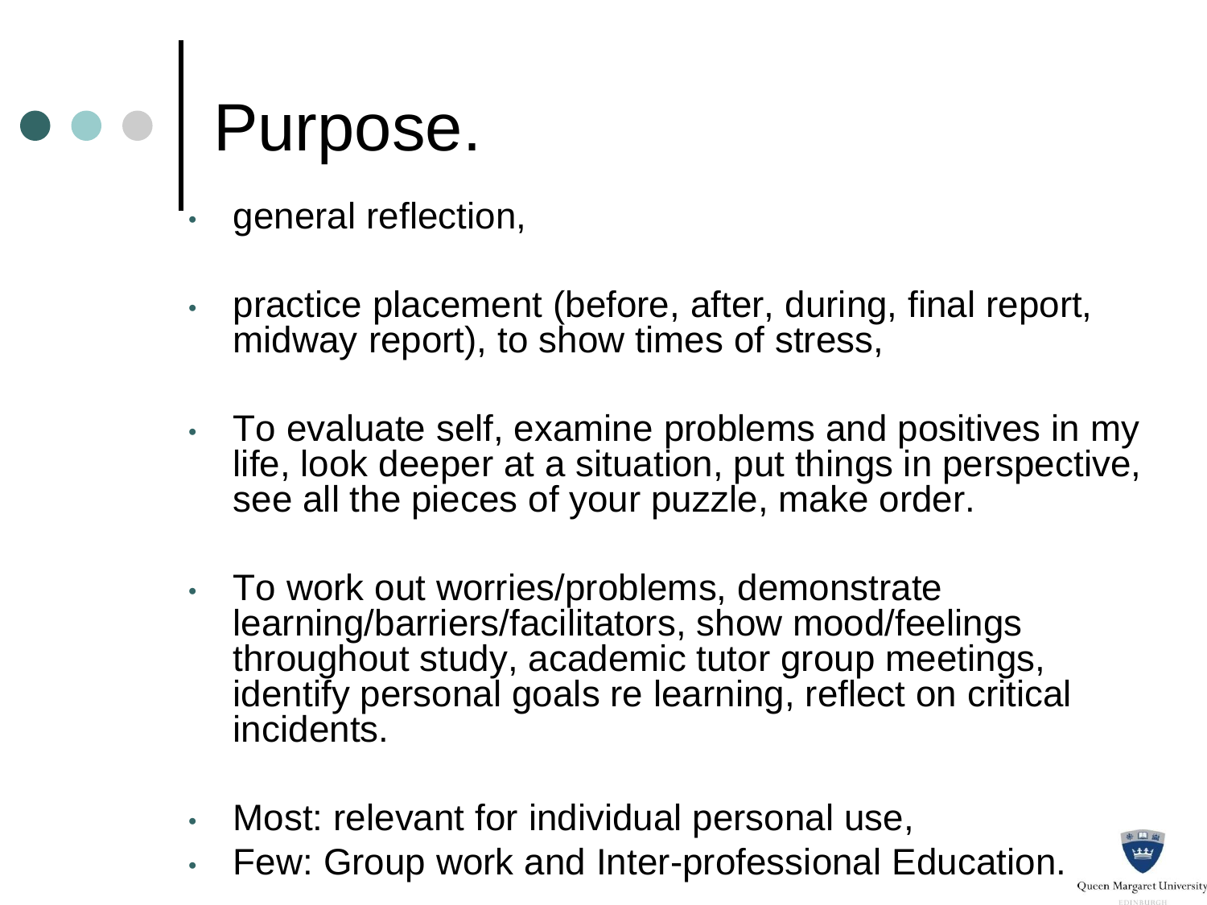# Purpose.

- general reflection,
- practice placement (before, after, during, final report, midway report), to show times of stress,
- To evaluate self, examine problems and positives in my life, look deeper at a situation, put things in perspective, see all the pieces of your puzzle, make order.
- To work out worries/problems, demonstrate learning/barriers/facilitators, show mood/feelings throughout study, academic tutor group meetings, identify personal goals re learning, reflect on critical incidents.
- Most: relevant for individual personal use,
- Few: Group work and Inter-professional Education.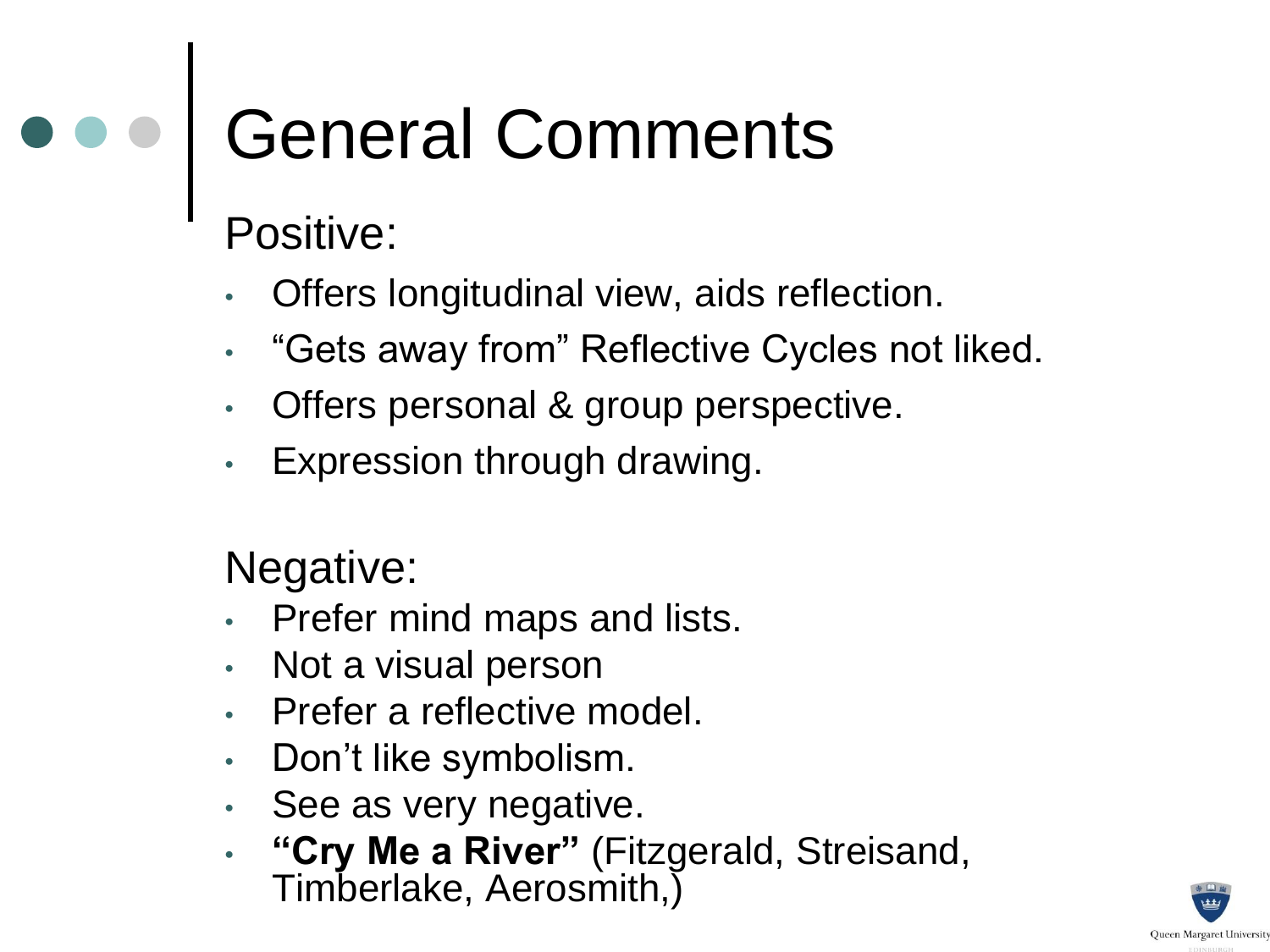# General Comments

Positive:

- Offers longitudinal view, aids reflection.
- “Gets away from” Reflective Cycles not liked.
- Offers personal & group perspective.
- Expression through drawing.

Negative:

- Prefer mind maps and lists.
- Not a visual person
- Prefer a reflective model.
- Don’t like symbolism.
- See as very negative.
- **“Cry Me a River”** (Fitzgerald, Streisand, Timberlake, Aerosmith,)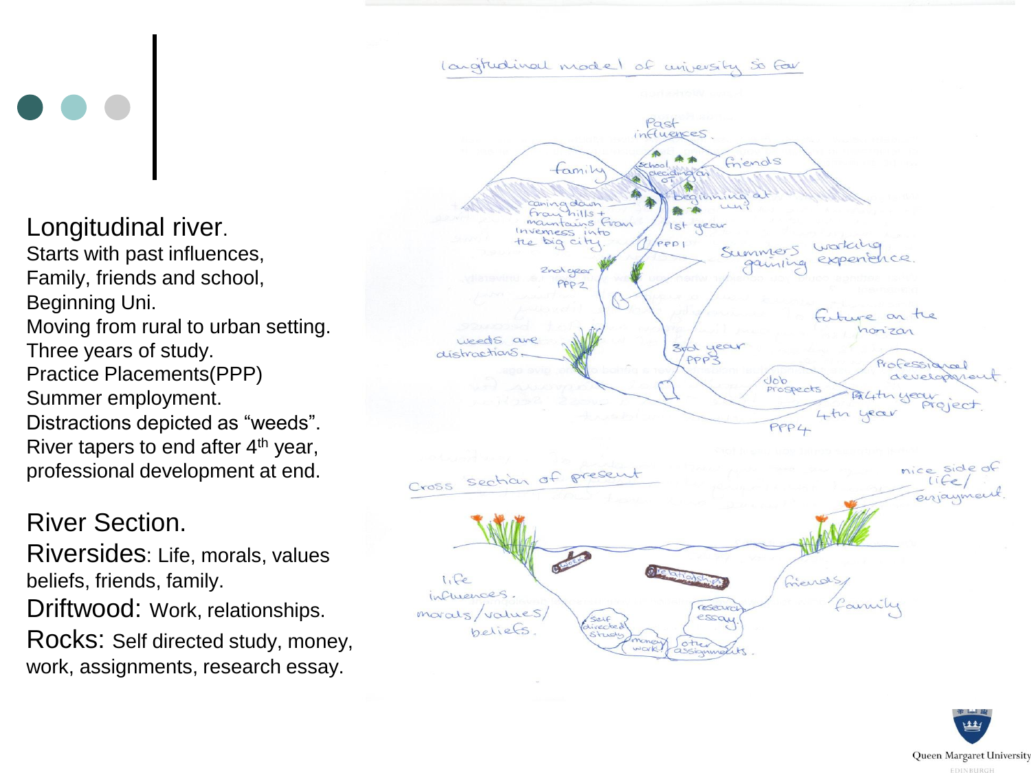Longitudinal river.
Starts with past influences,
Family, friends and school,
Beginning Uni.
Moving from rural to urban setting.
Three years of study.
Practice Placements(PPP)
Summer employment.
Distractions depicted as "weeds".
River tapers to end after 4th year,
professional development at end.

River Section.
Riversides: Life, morals, values
beliefs, friends, family.
Driftwood: Work, relationships.
Rocks: Self directed study, money,
work, assignments, research essay.

Longitudinal model of university so far

Past influences.

family

School deciding on OT

friends

coming down from hills + mountains from Inverness into the big city.

beginning at uni

1st year

PPP1

Summers working gaining experience.

2nd year PPP2

future on the horizon

weeds are distractions.

3rd year PPP3

Professional development

Job prospects

4th year project

4th year

PPP4

Cross section of present

nice side of life/ enjoyment.

life influences.

morals/values/ beliefs.

work

relationships

friends/ family

Self directed study

research essay.

money work

other assignments.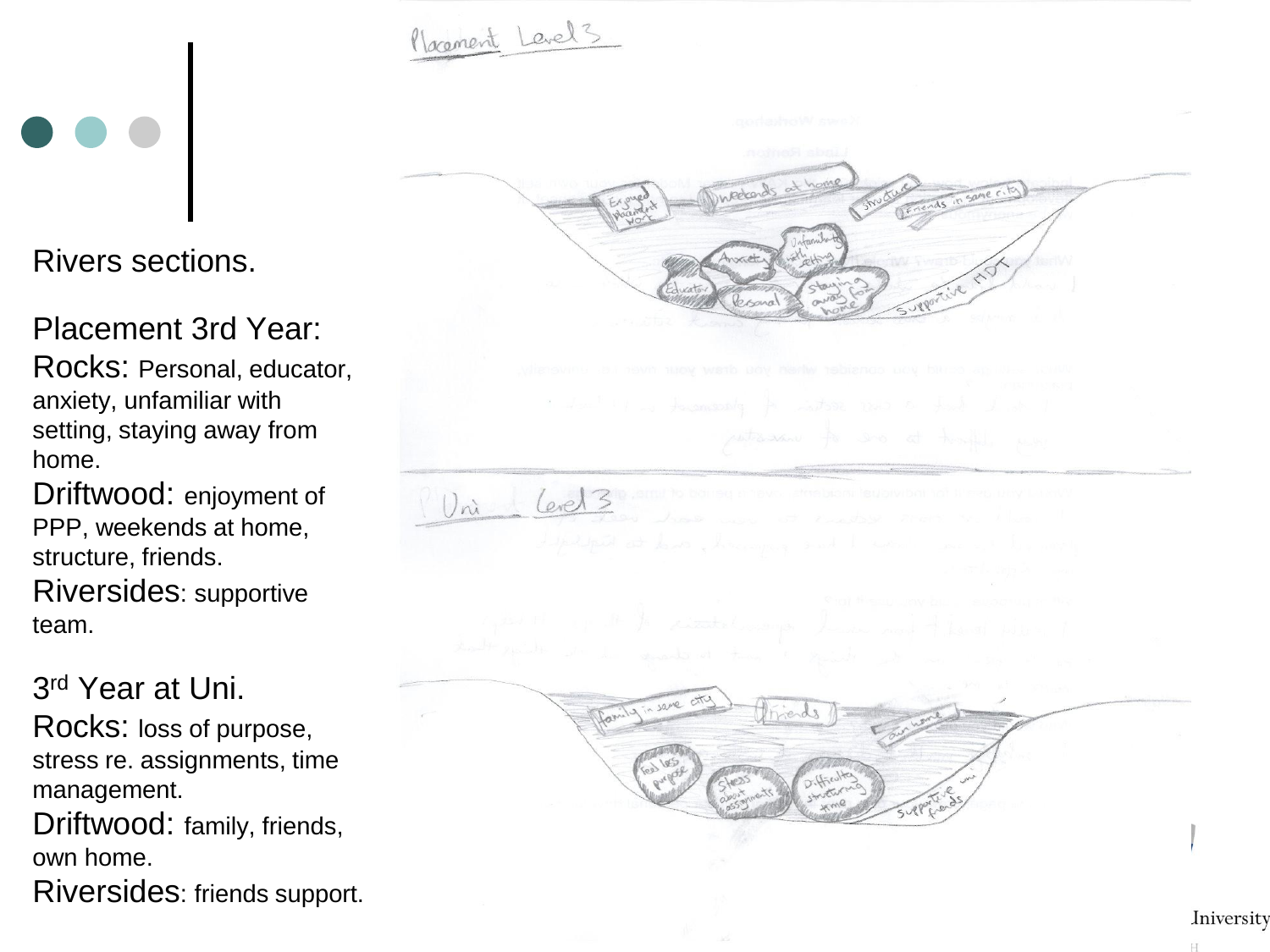## Rivers sections.

**Placement 3rd Year:**

Rocks: Personal, educator, anxiety, unfamiliar with setting, staying away from home.

Driftwood: enjoyment of PPP, weekends at home, structure, friends.

Riversides: supportive team.

**3rd Year at Uni.**

Rocks: loss of purpose, stress re. assignments, time management.

Driftwood: family, friends, own home.

Riversides: friends support.

Placement Level 3

Enjoyed placement work
Weekends at home
Structure
Friends in same city
Unfamiliarity with setting
Anxiety
Educator
Personal
Staying away from home
Supportive MDT

Uni Level 3

Family in same city
Friends
Own home
Feel loss purpose
Stress about assignments
Difficulty structuring time
Supportive uni friends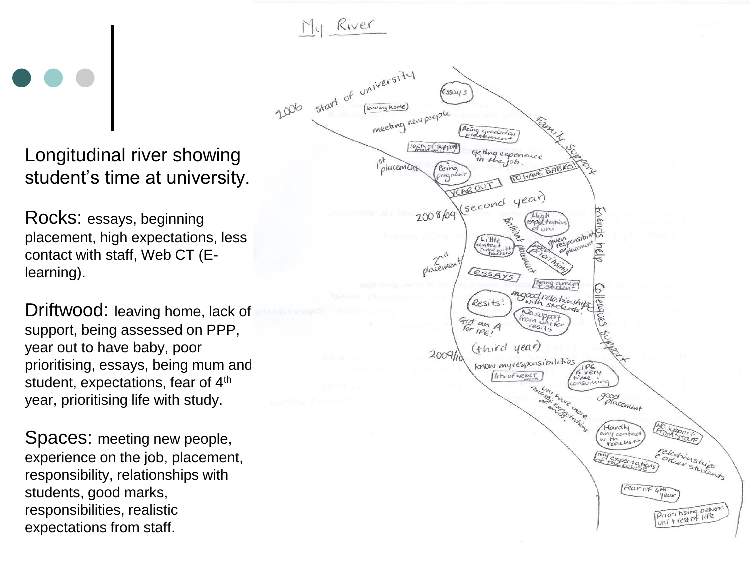Longitudinal river showing student's time at university.

Rocks: essays, beginning placement, high expectations, less contact with staff, Web CT (E-learning).

Driftwood: leaving home, lack of support, being assessed on PPP, year out to have baby, poor prioritising, essays, being mum and student, expectations, fear of 4th year, prioritising life with study.

Spaces: meeting new people, experience on the job, placement, responsibility, relationships with students, good marks, responsibilities, realistic expectations from staff.

My River

2006 start of university

leaving home

meeting new people

Essays

Being graded on placement

lack of support from uni

Getting experience in the job.

1st placement

Being pregnant

TO HAVE BABIES!

Family Support

YEAR OUT

2008/09 (second year)

Brilliant placement

High expectations of uni

Little contact time with teachers

given responsibility on placement

poor prioritising

Friends help

2nd placement

ESSAYS

Being a mum + student

good relationships with students!

Resits!

No support from uni for resits

Got an A for IPE!

Colleagues support

2009/10 (third year)

know my responsibilities

lots of webCT work

IPE is very time consuming

Uni have more realistic expectations of me.

good placement

Hardly any contact with teachers

NO support from staff

my expectations of the course

relationships with other students

Fear of 4th year

Prioritising between uni + rest of life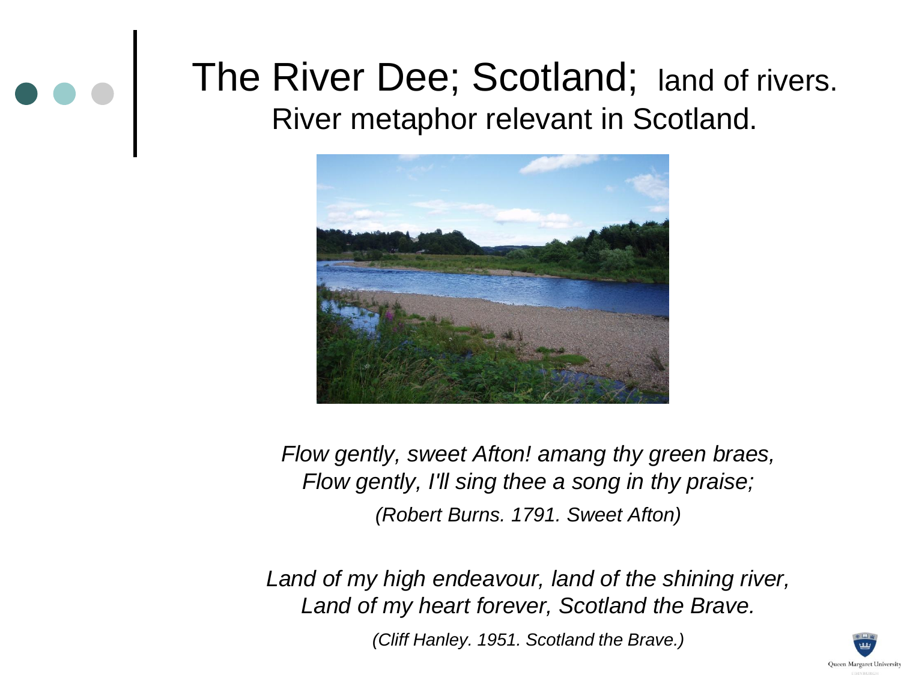# The River Dee; Scotland; land of rivers.

River metaphor relevant in Scotland.

*Flow gently, sweet Afton! amang thy green braes,*
*Flow gently, I'll sing thee a song in thy praise;*

*(Robert Burns. 1791. Sweet Afton)*

*Land of my high endeavour, land of the shining river,*
*Land of my heart forever, Scotland the Brave.*

*(Cliff Hanley. 1951. Scotland the Brave.)*